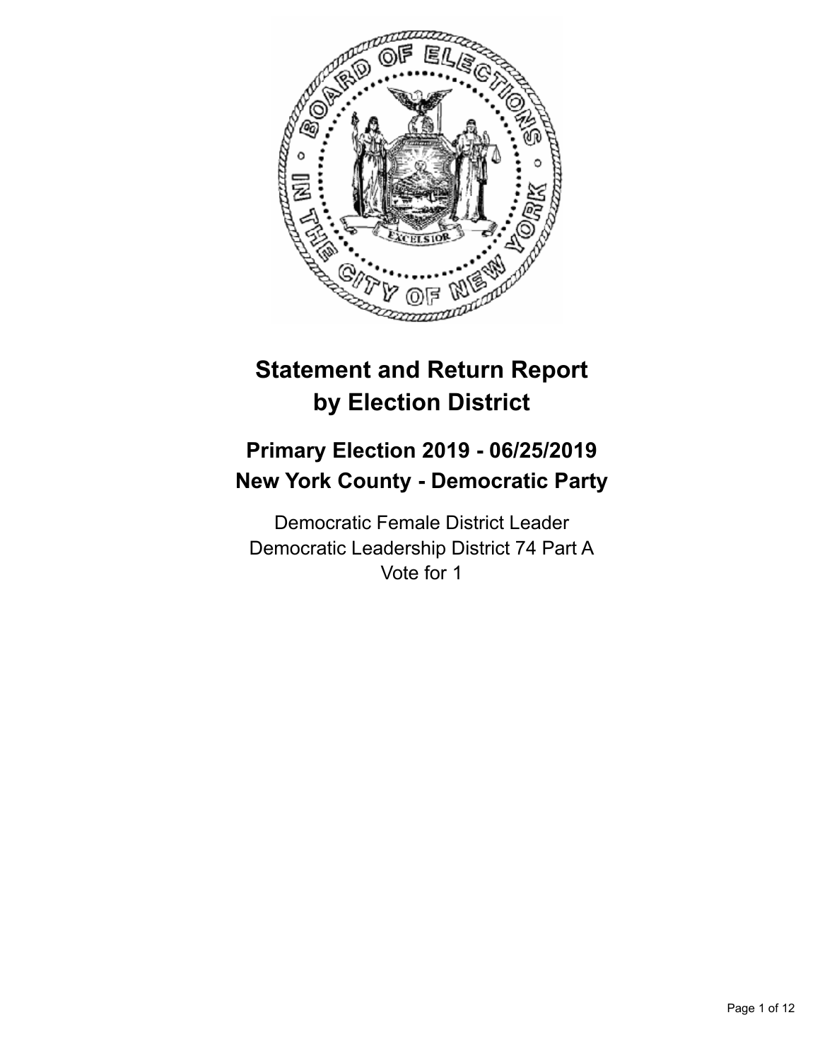# Statement and Return Report by Election District

## Primary Election 2019 - 06/25/2019
## New York County - Democratic Party

Democratic Female District Leader
Democratic Leadership District 74 Part A
Vote for 1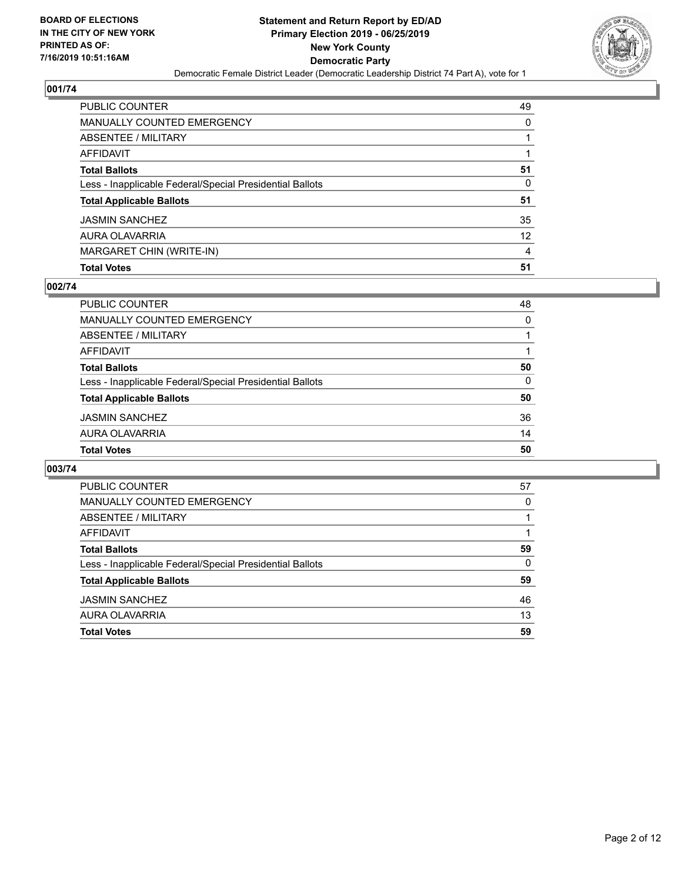**BOARD OF ELECTIONS IN THE CITY OF NEW YORK PRINTED AS OF: 7/16/2019 10:51:16AM**

**Statement and Return Report by ED/AD**
**Primary Election 2019 - 06/25/2019**
**New York County**
**Democratic Party**
Democratic Female District Leader (Democratic Leadership District 74 Part A), vote for 1

### 001/74

| | |
|---|---|
| PUBLIC COUNTER | 49 |
| MANUALLY COUNTED EMERGENCY | 0 |
| ABSENTEE / MILITARY | 1 |
| AFFIDAVIT | 1 |
| **Total Ballots** | **51** |
| Less - Inapplicable Federal/Special Presidential Ballots | 0 |
| **Total Applicable Ballots** | **51** |
| JASMIN SANCHEZ | 35 |
| AURA OLAVARRIA | 12 |
| MARGARET CHIN (WRITE-IN) | 4 |
| **Total Votes** | **51** |

### 002/74

| | |
|---|---|
| PUBLIC COUNTER | 48 |
| MANUALLY COUNTED EMERGENCY | 0 |
| ABSENTEE / MILITARY | 1 |
| AFFIDAVIT | 1 |
| **Total Ballots** | **50** |
| Less - Inapplicable Federal/Special Presidential Ballots | 0 |
| **Total Applicable Ballots** | **50** |
| JASMIN SANCHEZ | 36 |
| AURA OLAVARRIA | 14 |
| **Total Votes** | **50** |

### 003/74

| | |
|---|---|
| PUBLIC COUNTER | 57 |
| MANUALLY COUNTED EMERGENCY | 0 |
| ABSENTEE / MILITARY | 1 |
| AFFIDAVIT | 1 |
| **Total Ballots** | **59** |
| Less - Inapplicable Federal/Special Presidential Ballots | 0 |
| **Total Applicable Ballots** | **59** |
| JASMIN SANCHEZ | 46 |
| AURA OLAVARRIA | 13 |
| **Total Votes** | **59** |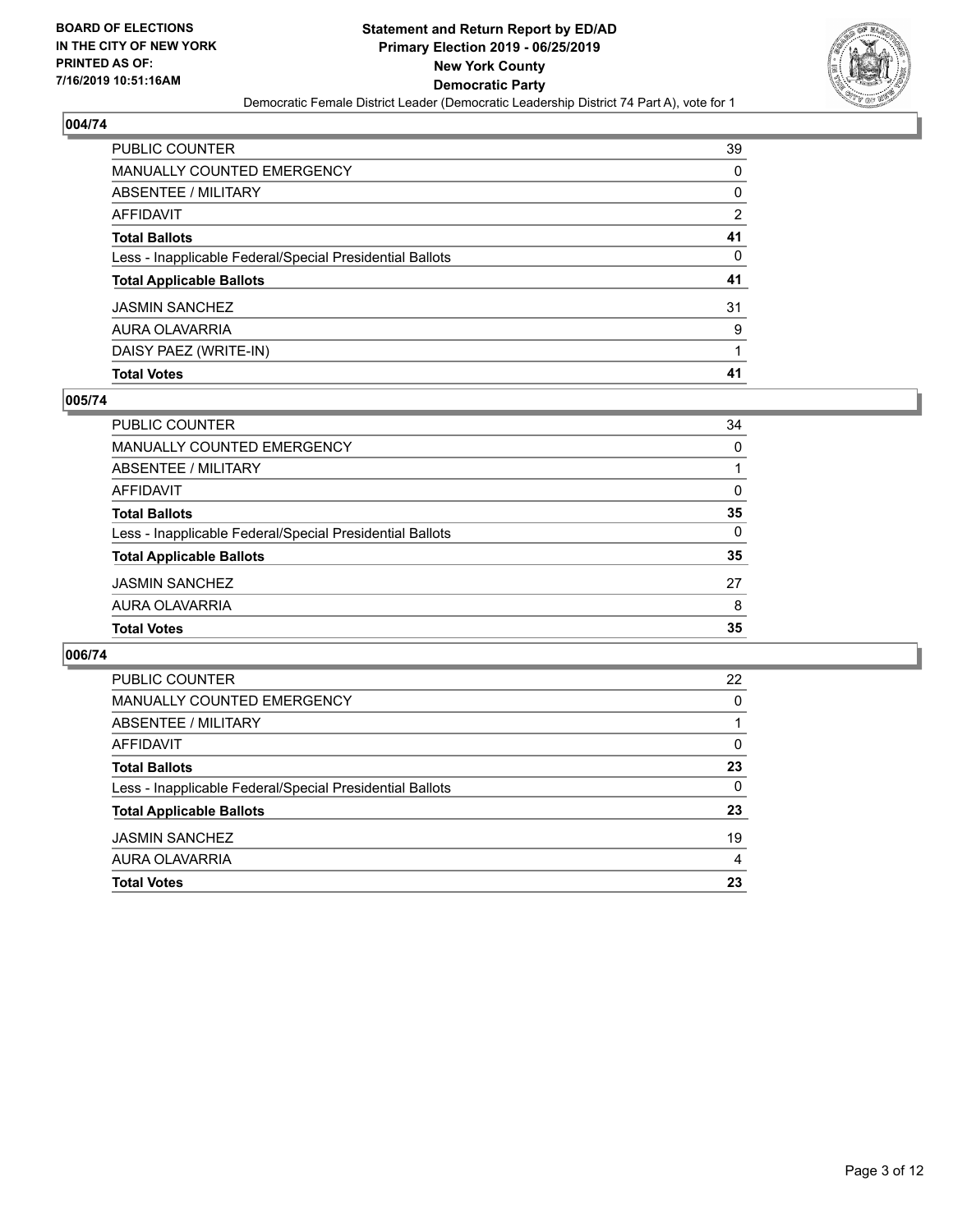**BOARD OF ELECTIONS IN THE CITY OF NEW YORK PRINTED AS OF: 7/16/2019 10:51:16AM**

**Statement and Return Report by ED/AD Primary Election 2019 - 06/25/2019 New York County Democratic Party**

Democratic Female District Leader (Democratic Leadership District 74 Part A), vote for 1

## 004/74

| | |
|---|---|
| PUBLIC COUNTER | 39 |
| MANUALLY COUNTED EMERGENCY | 0 |
| ABSENTEE / MILITARY | 0 |
| AFFIDAVIT | 2 |
| **Total Ballots** | **41** |
| Less - Inapplicable Federal/Special Presidential Ballots | 0 |
| **Total Applicable Ballots** | **41** |
| JASMIN SANCHEZ | 31 |
| AURA OLAVARRIA | 9 |
| DAISY PAEZ (WRITE-IN) | 1 |
| **Total Votes** | **41** |

## 005/74

| | |
|---|---|
| PUBLIC COUNTER | 34 |
| MANUALLY COUNTED EMERGENCY | 0 |
| ABSENTEE / MILITARY | 1 |
| AFFIDAVIT | 0 |
| **Total Ballots** | **35** |
| Less - Inapplicable Federal/Special Presidential Ballots | 0 |
| **Total Applicable Ballots** | **35** |
| JASMIN SANCHEZ | 27 |
| AURA OLAVARRIA | 8 |
| **Total Votes** | **35** |

## 006/74

| | |
|---|---|
| PUBLIC COUNTER | 22 |
| MANUALLY COUNTED EMERGENCY | 0 |
| ABSENTEE / MILITARY | 1 |
| AFFIDAVIT | 0 |
| **Total Ballots** | **23** |
| Less - Inapplicable Federal/Special Presidential Ballots | 0 |
| **Total Applicable Ballots** | **23** |
| JASMIN SANCHEZ | 19 |
| AURA OLAVARRIA | 4 |
| **Total Votes** | **23** |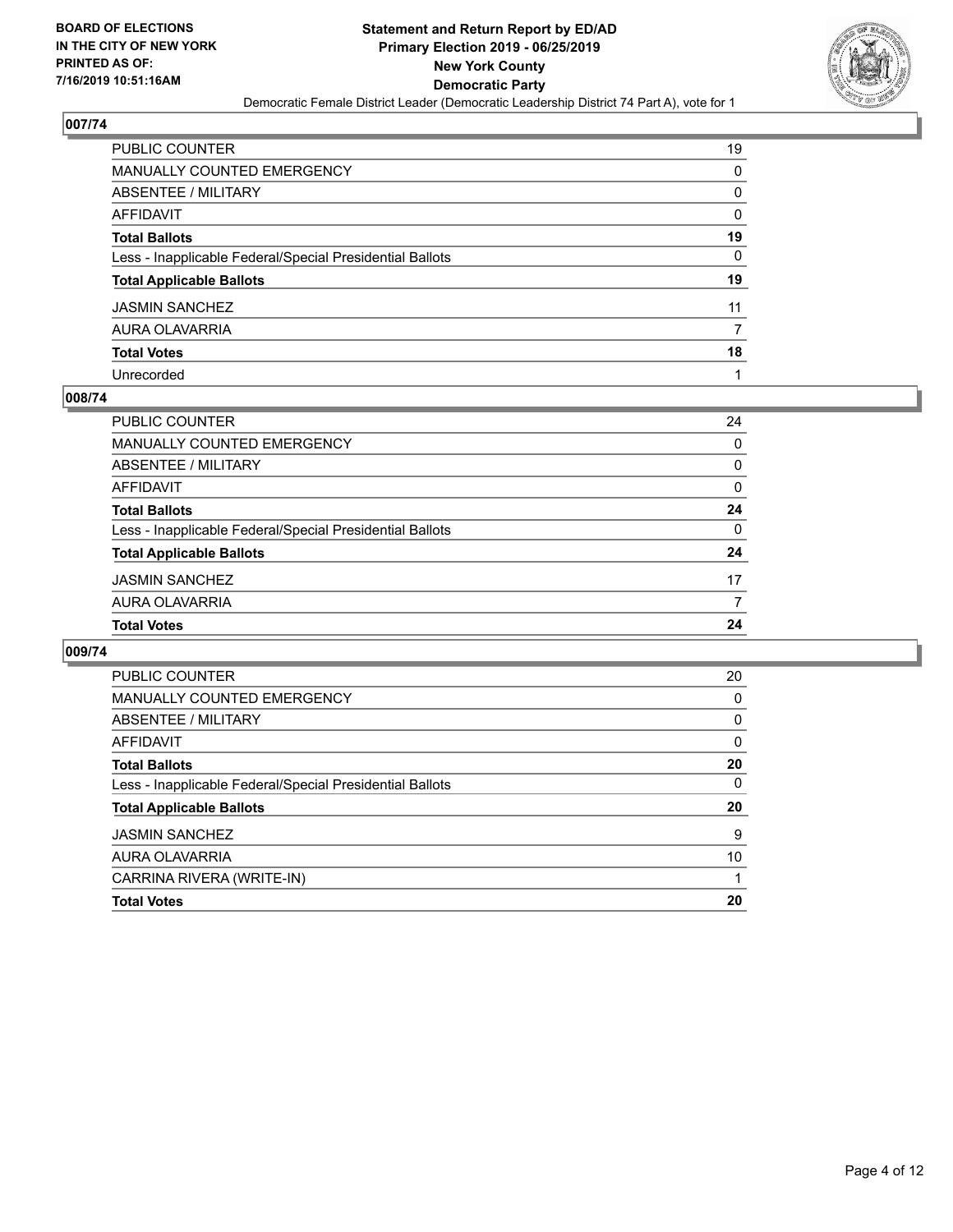**BOARD OF ELECTIONS IN THE CITY OF NEW YORK PRINTED AS OF: 7/16/2019 10:51:16AM**

**Statement and Return Report by ED/AD**
**Primary Election 2019 - 06/25/2019**
**New York County**
**Democratic Party**
Democratic Female District Leader (Democratic Leadership District 74 Part A), vote for 1

## 007/74

| | |
|---|---|
| PUBLIC COUNTER | 19 |
| MANUALLY COUNTED EMERGENCY | 0 |
| ABSENTEE / MILITARY | 0 |
| AFFIDAVIT | 0 |
| **Total Ballots** | **19** |
| Less - Inapplicable Federal/Special Presidential Ballots | 0 |
| **Total Applicable Ballots** | **19** |
| JASMIN SANCHEZ | 11 |
| AURA OLAVARRIA | 7 |
| **Total Votes** | **18** |
| Unrecorded | 1 |

## 008/74

| | |
|---|---|
| PUBLIC COUNTER | 24 |
| MANUALLY COUNTED EMERGENCY | 0 |
| ABSENTEE / MILITARY | 0 |
| AFFIDAVIT | 0 |
| **Total Ballots** | **24** |
| Less - Inapplicable Federal/Special Presidential Ballots | 0 |
| **Total Applicable Ballots** | **24** |
| JASMIN SANCHEZ | 17 |
| AURA OLAVARRIA | 7 |
| **Total Votes** | **24** |

## 009/74

| | |
|---|---|
| PUBLIC COUNTER | 20 |
| MANUALLY COUNTED EMERGENCY | 0 |
| ABSENTEE / MILITARY | 0 |
| AFFIDAVIT | 0 |
| **Total Ballots** | **20** |
| Less - Inapplicable Federal/Special Presidential Ballots | 0 |
| **Total Applicable Ballots** | **20** |
| JASMIN SANCHEZ | 9 |
| AURA OLAVARRIA | 10 |
| CARRINA RIVERA (WRITE-IN) | 1 |
| **Total Votes** | **20** |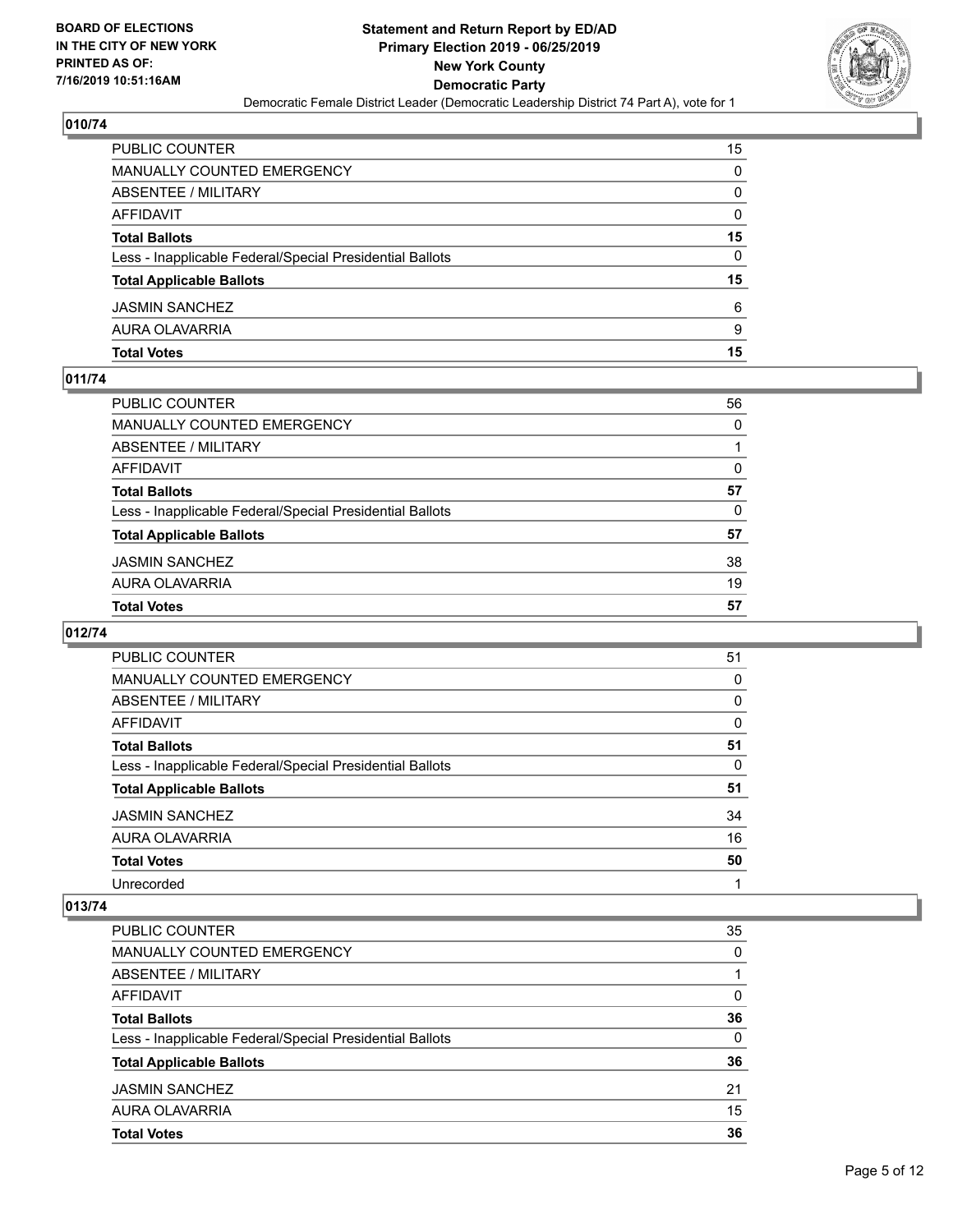### 010/74

| | |
|---|---|
| PUBLIC COUNTER | 15 |
| MANUALLY COUNTED EMERGENCY | 0 |
| ABSENTEE / MILITARY | 0 |
| AFFIDAVIT | 0 |
| **Total Ballots** | **15** |
| Less - Inapplicable Federal/Special Presidential Ballots | 0 |
| **Total Applicable Ballots** | **15** |
| JASMIN SANCHEZ | 6 |
| AURA OLAVARRIA | 9 |
| **Total Votes** | **15** |

### 011/74

| | |
|---|---|
| PUBLIC COUNTER | 56 |
| MANUALLY COUNTED EMERGENCY | 0 |
| ABSENTEE / MILITARY | 1 |
| AFFIDAVIT | 0 |
| **Total Ballots** | **57** |
| Less - Inapplicable Federal/Special Presidential Ballots | 0 |
| **Total Applicable Ballots** | **57** |
| JASMIN SANCHEZ | 38 |
| AURA OLAVARRIA | 19 |
| **Total Votes** | **57** |

### 012/74

| | |
|---|---|
| PUBLIC COUNTER | 51 |
| MANUALLY COUNTED EMERGENCY | 0 |
| ABSENTEE / MILITARY | 0 |
| AFFIDAVIT | 0 |
| **Total Ballots** | **51** |
| Less - Inapplicable Federal/Special Presidential Ballots | 0 |
| **Total Applicable Ballots** | **51** |
| JASMIN SANCHEZ | 34 |
| AURA OLAVARRIA | 16 |
| **Total Votes** | **50** |
| Unrecorded | 1 |

### 013/74

| | |
|---|---|
| PUBLIC COUNTER | 35 |
| MANUALLY COUNTED EMERGENCY | 0 |
| ABSENTEE / MILITARY | 1 |
| AFFIDAVIT | 0 |
| **Total Ballots** | **36** |
| Less - Inapplicable Federal/Special Presidential Ballots | 0 |
| **Total Applicable Ballots** | **36** |
| JASMIN SANCHEZ | 21 |
| AURA OLAVARRIA | 15 |
| **Total Votes** | **36** |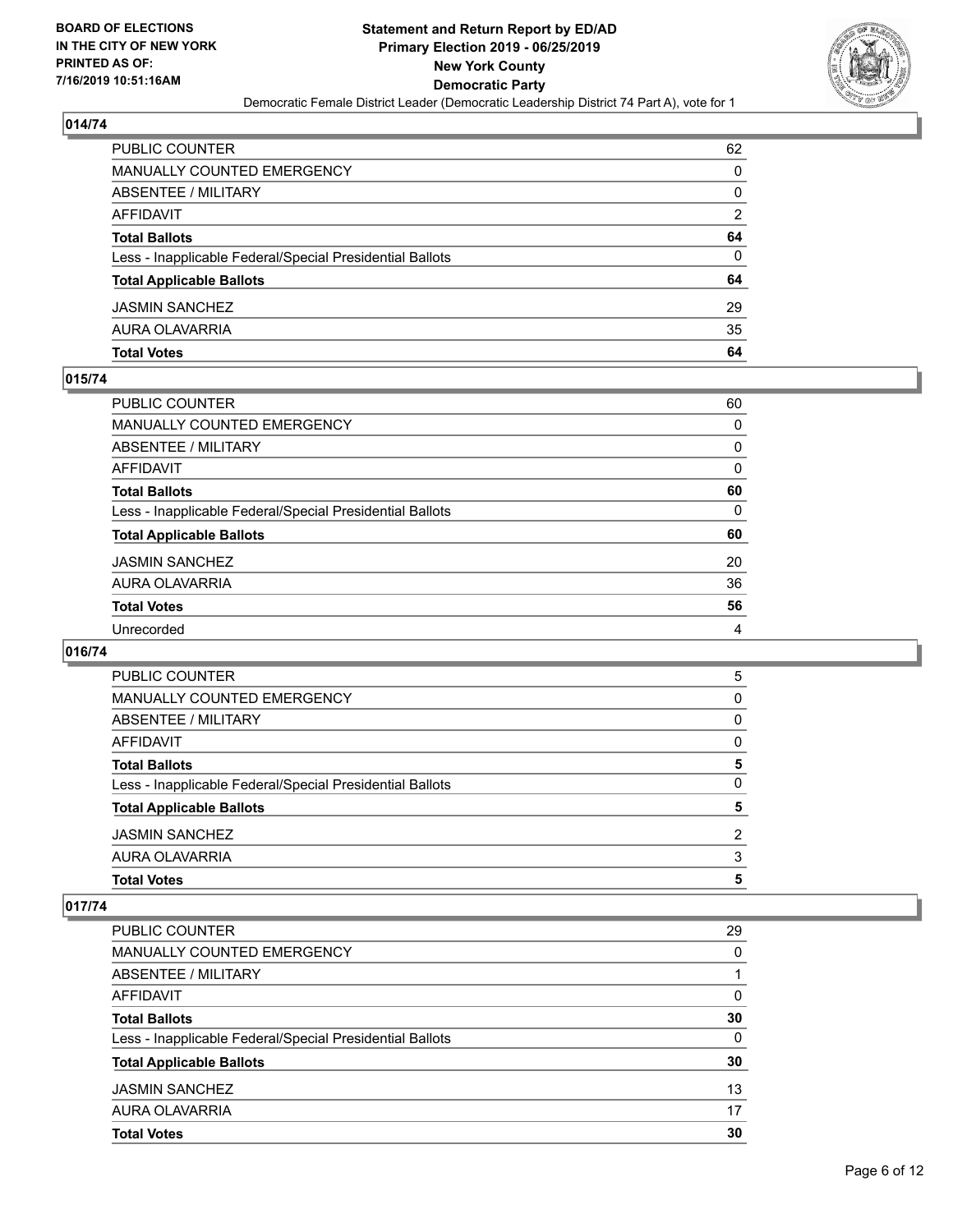## 014/74

| | |
|---|---|
| PUBLIC COUNTER | 62 |
| MANUALLY COUNTED EMERGENCY | 0 |
| ABSENTEE / MILITARY | 0 |
| AFFIDAVIT | 2 |
| **Total Ballots** | **64** |
| Less - Inapplicable Federal/Special Presidential Ballots | 0 |
| **Total Applicable Ballots** | **64** |
| JASMIN SANCHEZ | 29 |
| AURA OLAVARRIA | 35 |
| **Total Votes** | **64** |

## 015/74

| | |
|---|---|
| PUBLIC COUNTER | 60 |
| MANUALLY COUNTED EMERGENCY | 0 |
| ABSENTEE / MILITARY | 0 |
| AFFIDAVIT | 0 |
| **Total Ballots** | **60** |
| Less - Inapplicable Federal/Special Presidential Ballots | 0 |
| **Total Applicable Ballots** | **60** |
| JASMIN SANCHEZ | 20 |
| AURA OLAVARRIA | 36 |
| **Total Votes** | **56** |
| Unrecorded | 4 |

## 016/74

| | |
|---|---|
| PUBLIC COUNTER | 5 |
| MANUALLY COUNTED EMERGENCY | 0 |
| ABSENTEE / MILITARY | 0 |
| AFFIDAVIT | 0 |
| **Total Ballots** | **5** |
| Less - Inapplicable Federal/Special Presidential Ballots | 0 |
| **Total Applicable Ballots** | **5** |
| JASMIN SANCHEZ | 2 |
| AURA OLAVARRIA | 3 |
| **Total Votes** | **5** |

## 017/74

| | |
|---|---|
| PUBLIC COUNTER | 29 |
| MANUALLY COUNTED EMERGENCY | 0 |
| ABSENTEE / MILITARY | 1 |
| AFFIDAVIT | 0 |
| **Total Ballots** | **30** |
| Less - Inapplicable Federal/Special Presidential Ballots | 0 |
| **Total Applicable Ballots** | **30** |
| JASMIN SANCHEZ | 13 |
| AURA OLAVARRIA | 17 |
| **Total Votes** | **30** |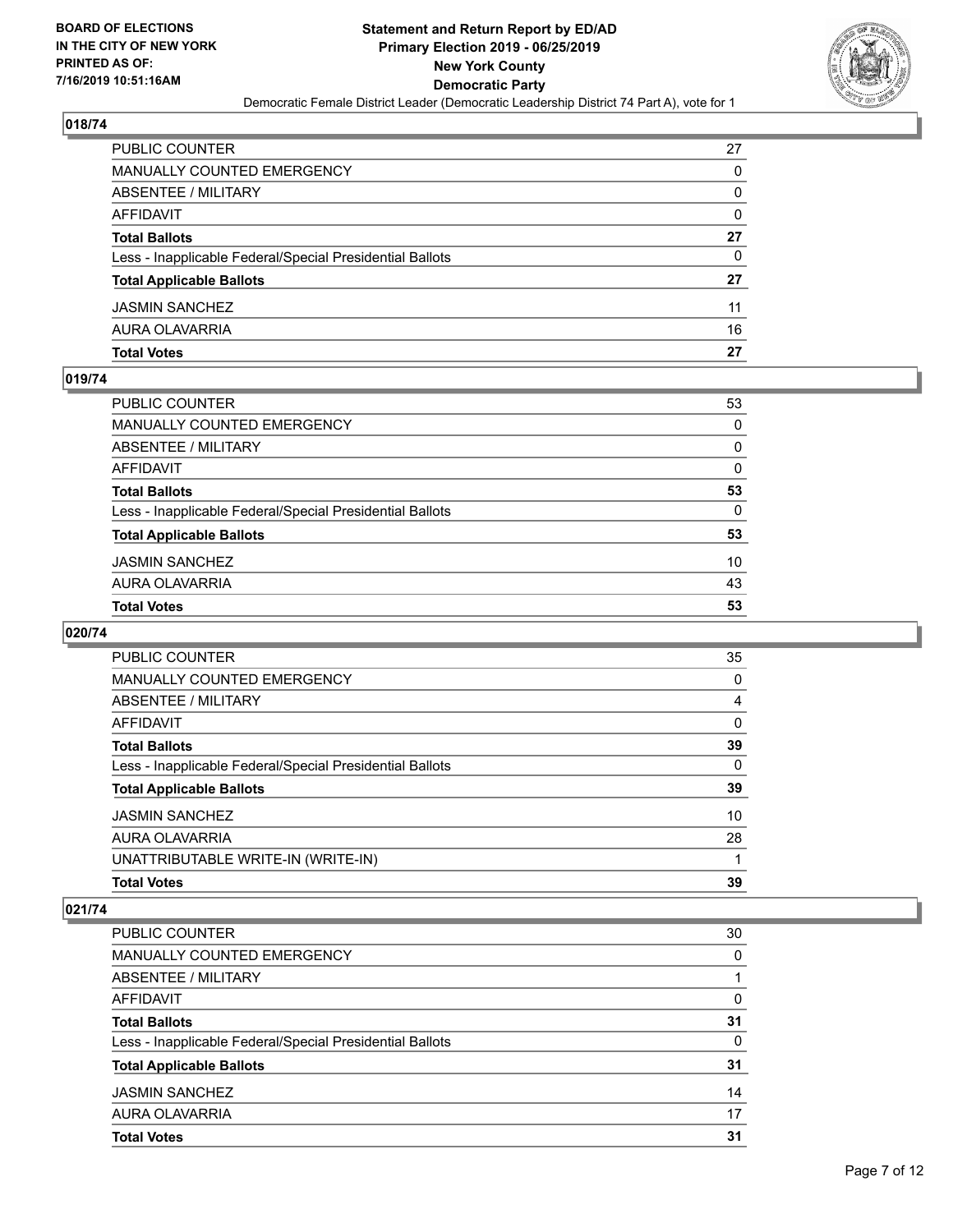## 018/74

| | |
|---|---|
| PUBLIC COUNTER | 27 |
| MANUALLY COUNTED EMERGENCY | 0 |
| ABSENTEE / MILITARY | 0 |
| AFFIDAVIT | 0 |
| **Total Ballots** | **27** |
| Less - Inapplicable Federal/Special Presidential Ballots | 0 |
| **Total Applicable Ballots** | **27** |
| JASMIN SANCHEZ | 11 |
| AURA OLAVARRIA | 16 |
| **Total Votes** | **27** |

## 019/74

| | |
|---|---|
| PUBLIC COUNTER | 53 |
| MANUALLY COUNTED EMERGENCY | 0 |
| ABSENTEE / MILITARY | 0 |
| AFFIDAVIT | 0 |
| **Total Ballots** | **53** |
| Less - Inapplicable Federal/Special Presidential Ballots | 0 |
| **Total Applicable Ballots** | **53** |
| JASMIN SANCHEZ | 10 |
| AURA OLAVARRIA | 43 |
| **Total Votes** | **53** |

## 020/74

| | |
|---|---|
| PUBLIC COUNTER | 35 |
| MANUALLY COUNTED EMERGENCY | 0 |
| ABSENTEE / MILITARY | 4 |
| AFFIDAVIT | 0 |
| **Total Ballots** | **39** |
| Less - Inapplicable Federal/Special Presidential Ballots | 0 |
| **Total Applicable Ballots** | **39** |
| JASMIN SANCHEZ | 10 |
| AURA OLAVARRIA | 28 |
| UNATTRIBUTABLE WRITE-IN (WRITE-IN) | 1 |
| **Total Votes** | **39** |

## 021/74

| | |
|---|---|
| PUBLIC COUNTER | 30 |
| MANUALLY COUNTED EMERGENCY | 0 |
| ABSENTEE / MILITARY | 1 |
| AFFIDAVIT | 0 |
| **Total Ballots** | **31** |
| Less - Inapplicable Federal/Special Presidential Ballots | 0 |
| **Total Applicable Ballots** | **31** |
| JASMIN SANCHEZ | 14 |
| AURA OLAVARRIA | 17 |
| **Total Votes** | **31** |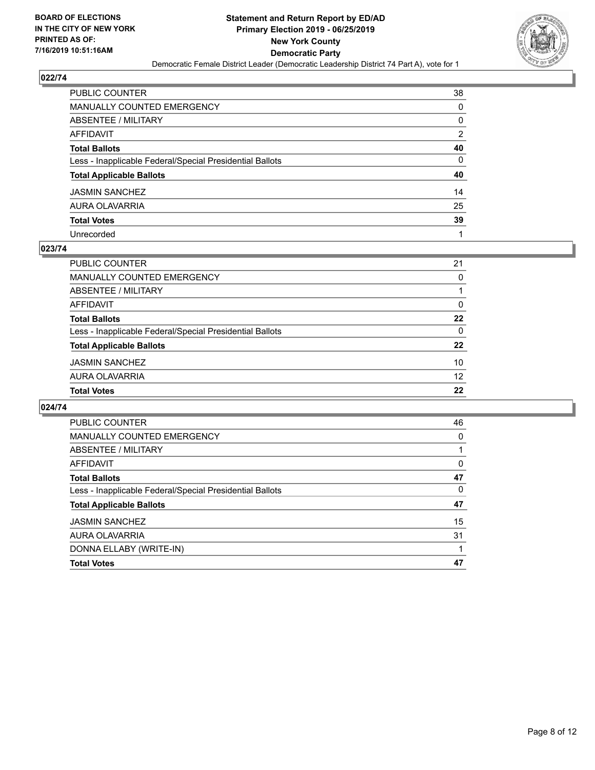## 022/74

| | |
|---|---|
| PUBLIC COUNTER | 38 |
| MANUALLY COUNTED EMERGENCY | 0 |
| ABSENTEE / MILITARY | 0 |
| AFFIDAVIT | 2 |
| **Total Ballots** | **40** |
| Less - Inapplicable Federal/Special Presidential Ballots | 0 |
| **Total Applicable Ballots** | **40** |
| JASMIN SANCHEZ | 14 |
| AURA OLAVARRIA | 25 |
| **Total Votes** | **39** |
| Unrecorded | 1 |

## 023/74

| | |
|---|---|
| PUBLIC COUNTER | 21 |
| MANUALLY COUNTED EMERGENCY | 0 |
| ABSENTEE / MILITARY | 1 |
| AFFIDAVIT | 0 |
| **Total Ballots** | **22** |
| Less - Inapplicable Federal/Special Presidential Ballots | 0 |
| **Total Applicable Ballots** | **22** |
| JASMIN SANCHEZ | 10 |
| AURA OLAVARRIA | 12 |
| **Total Votes** | **22** |

## 024/74

| | |
|---|---|
| PUBLIC COUNTER | 46 |
| MANUALLY COUNTED EMERGENCY | 0 |
| ABSENTEE / MILITARY | 1 |
| AFFIDAVIT | 0 |
| **Total Ballots** | **47** |
| Less - Inapplicable Federal/Special Presidential Ballots | 0 |
| **Total Applicable Ballots** | **47** |
| JASMIN SANCHEZ | 15 |
| AURA OLAVARRIA | 31 |
| DONNA ELLABY (WRITE-IN) | 1 |
| **Total Votes** | **47** |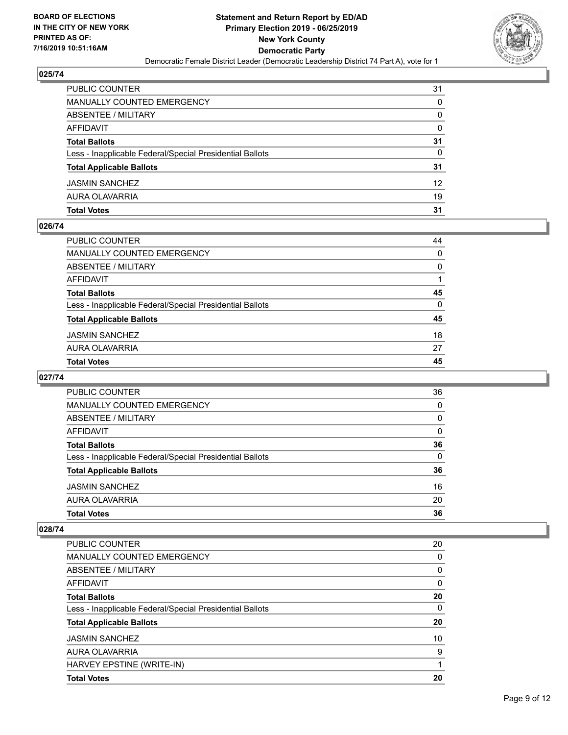## 025/74

| | |
|---|---|
| PUBLIC COUNTER | 31 |
| MANUALLY COUNTED EMERGENCY | 0 |
| ABSENTEE / MILITARY | 0 |
| AFFIDAVIT | 0 |
| **Total Ballots** | **31** |
| Less - Inapplicable Federal/Special Presidential Ballots | 0 |
| **Total Applicable Ballots** | **31** |
| JASMIN SANCHEZ | 12 |
| AURA OLAVARRIA | 19 |
| **Total Votes** | **31** |

## 026/74

| | |
|---|---|
| PUBLIC COUNTER | 44 |
| MANUALLY COUNTED EMERGENCY | 0 |
| ABSENTEE / MILITARY | 0 |
| AFFIDAVIT | 1 |
| **Total Ballots** | **45** |
| Less - Inapplicable Federal/Special Presidential Ballots | 0 |
| **Total Applicable Ballots** | **45** |
| JASMIN SANCHEZ | 18 |
| AURA OLAVARRIA | 27 |
| **Total Votes** | **45** |

## 027/74

| | |
|---|---|
| PUBLIC COUNTER | 36 |
| MANUALLY COUNTED EMERGENCY | 0 |
| ABSENTEE / MILITARY | 0 |
| AFFIDAVIT | 0 |
| **Total Ballots** | **36** |
| Less - Inapplicable Federal/Special Presidential Ballots | 0 |
| **Total Applicable Ballots** | **36** |
| JASMIN SANCHEZ | 16 |
| AURA OLAVARRIA | 20 |
| **Total Votes** | **36** |

## 028/74

| | |
|---|---|
| PUBLIC COUNTER | 20 |
| MANUALLY COUNTED EMERGENCY | 0 |
| ABSENTEE / MILITARY | 0 |
| AFFIDAVIT | 0 |
| **Total Ballots** | **20** |
| Less - Inapplicable Federal/Special Presidential Ballots | 0 |
| **Total Applicable Ballots** | **20** |
| JASMIN SANCHEZ | 10 |
| AURA OLAVARRIA | 9 |
| HARVEY EPSTINE (WRITE-IN) | 1 |
| **Total Votes** | **20** |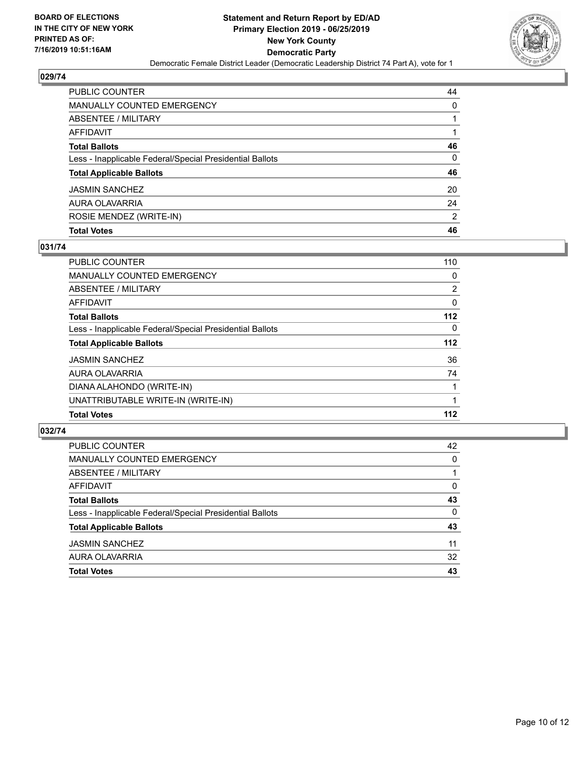## 029/74

| | |
|---|---|
| PUBLIC COUNTER | 44 |
| MANUALLY COUNTED EMERGENCY | 0 |
| ABSENTEE / MILITARY | 1 |
| AFFIDAVIT | 1 |
| **Total Ballots** | **46** |
| Less - Inapplicable Federal/Special Presidential Ballots | 0 |
| **Total Applicable Ballots** | **46** |
| JASMIN SANCHEZ | 20 |
| AURA OLAVARRIA | 24 |
| ROSIE MENDEZ (WRITE-IN) | 2 |
| **Total Votes** | **46** |

## 031/74

| | |
|---|---|
| PUBLIC COUNTER | 110 |
| MANUALLY COUNTED EMERGENCY | 0 |
| ABSENTEE / MILITARY | 2 |
| AFFIDAVIT | 0 |
| **Total Ballots** | **112** |
| Less - Inapplicable Federal/Special Presidential Ballots | 0 |
| **Total Applicable Ballots** | **112** |
| JASMIN SANCHEZ | 36 |
| AURA OLAVARRIA | 74 |
| DIANA ALAHONDO (WRITE-IN) | 1 |
| UNATTRIBUTABLE WRITE-IN (WRITE-IN) | 1 |
| **Total Votes** | **112** |

## 032/74

| | |
|---|---|
| PUBLIC COUNTER | 42 |
| MANUALLY COUNTED EMERGENCY | 0 |
| ABSENTEE / MILITARY | 1 |
| AFFIDAVIT | 0 |
| **Total Ballots** | **43** |
| Less - Inapplicable Federal/Special Presidential Ballots | 0 |
| **Total Applicable Ballots** | **43** |
| JASMIN SANCHEZ | 11 |
| AURA OLAVARRIA | 32 |
| **Total Votes** | **43** |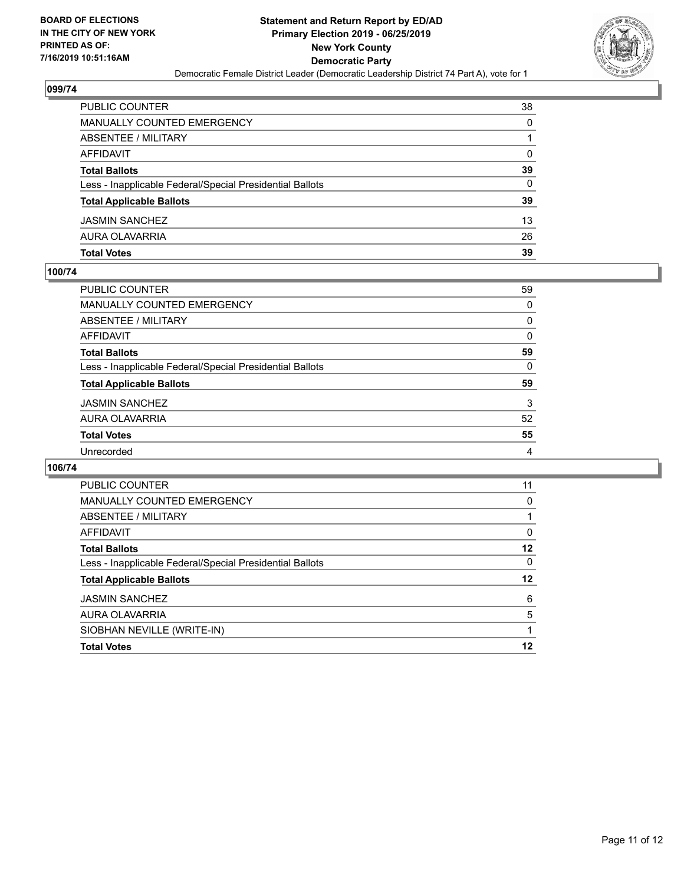## 099/74

| | |
|---|---|
| PUBLIC COUNTER | 38 |
| MANUALLY COUNTED EMERGENCY | 0 |
| ABSENTEE / MILITARY | 1 |
| AFFIDAVIT | 0 |
| **Total Ballots** | **39** |
| Less - Inapplicable Federal/Special Presidential Ballots | 0 |
| **Total Applicable Ballots** | **39** |
| JASMIN SANCHEZ | 13 |
| AURA OLAVARRIA | 26 |
| **Total Votes** | **39** |

## 100/74

| | |
|---|---|
| PUBLIC COUNTER | 59 |
| MANUALLY COUNTED EMERGENCY | 0 |
| ABSENTEE / MILITARY | 0 |
| AFFIDAVIT | 0 |
| **Total Ballots** | **59** |
| Less - Inapplicable Federal/Special Presidential Ballots | 0 |
| **Total Applicable Ballots** | **59** |
| JASMIN SANCHEZ | 3 |
| AURA OLAVARRIA | 52 |
| **Total Votes** | **55** |
| Unrecorded | 4 |

## 106/74

| | |
|---|---|
| PUBLIC COUNTER | 11 |
| MANUALLY COUNTED EMERGENCY | 0 |
| ABSENTEE / MILITARY | 1 |
| AFFIDAVIT | 0 |
| **Total Ballots** | **12** |
| Less - Inapplicable Federal/Special Presidential Ballots | 0 |
| **Total Applicable Ballots** | **12** |
| JASMIN SANCHEZ | 6 |
| AURA OLAVARRIA | 5 |
| SIOBHAN NEVILLE (WRITE-IN) | 1 |
| **Total Votes** | **12** |